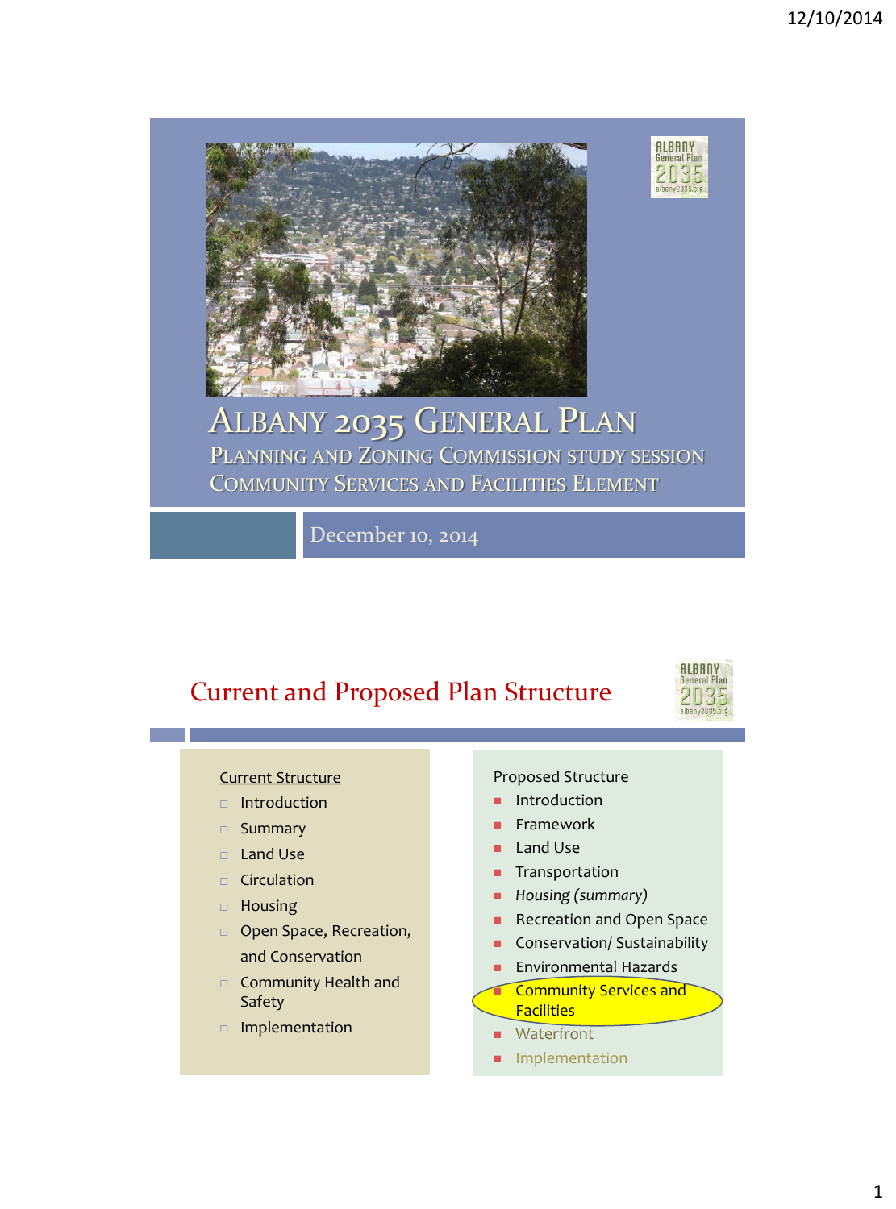# Albany 2035 General Plan

## Planning and Zoning Commission Study Session
## Community Services and Facilities Element

December 10, 2014

## Current and Proposed Plan Structure

**Current Structure**

- Introduction
- Summary
- Land Use
- Circulation
- Housing
- Open Space, Recreation, and Conservation
- Community Health and Safety
- Implementation

**Proposed Structure**

- Introduction
- Framework
- Land Use
- Transportation
- *Housing (summary)*
- Recreation and Open Space
- Conservation/ Sustainability
- Environmental Hazards
- Community Services and Facilities
- Waterfront
- Implementation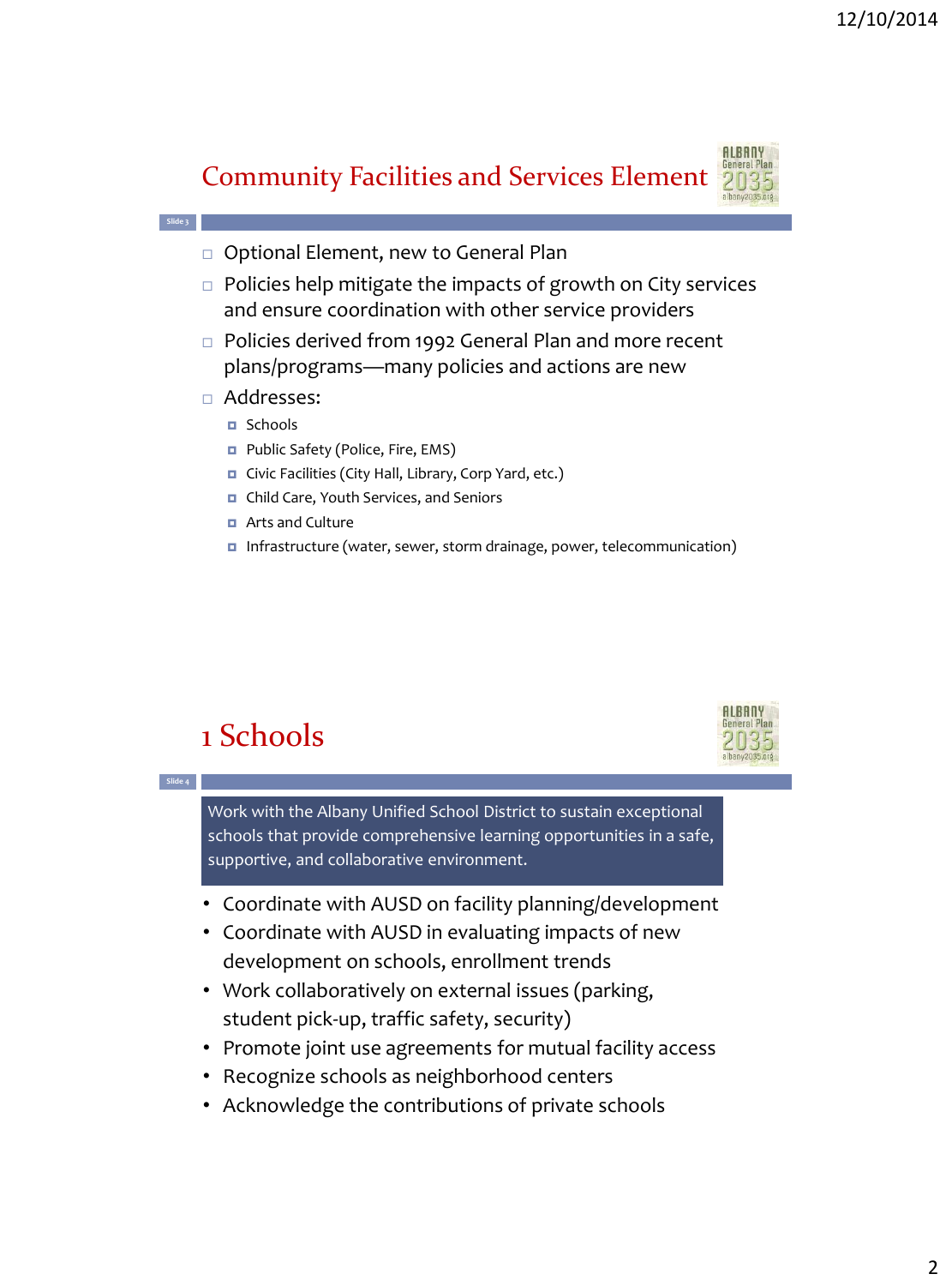## Community Facilities and Services Element

Slide 3

- Optional Element, new to General Plan
- Policies help mitigate the impacts of growth on City services and ensure coordination with other service providers
- Policies derived from 1992 General Plan and more recent plans/programs—many policies and actions are new
- Addresses:
  - Schools
  - Public Safety (Police, Fire, EMS)
  - Civic Facilities (City Hall, Library, Corp Yard, etc.)
  - Child Care, Youth Services, and Seniors
  - Arts and Culture
  - Infrastructure (water, sewer, storm drainage, power, telecommunication)

## 1 Schools

Slide 4

Work with the Albany Unified School District to sustain exceptional schools that provide comprehensive learning opportunities in a safe, supportive, and collaborative environment.

- Coordinate with AUSD on facility planning/development
- Coordinate with AUSD in evaluating impacts of new development on schools, enrollment trends
- Work collaboratively on external issues (parking, student pick-up, traffic safety, security)
- Promote joint use agreements for mutual facility access
- Recognize schools as neighborhood centers
- Acknowledge the contributions of private schools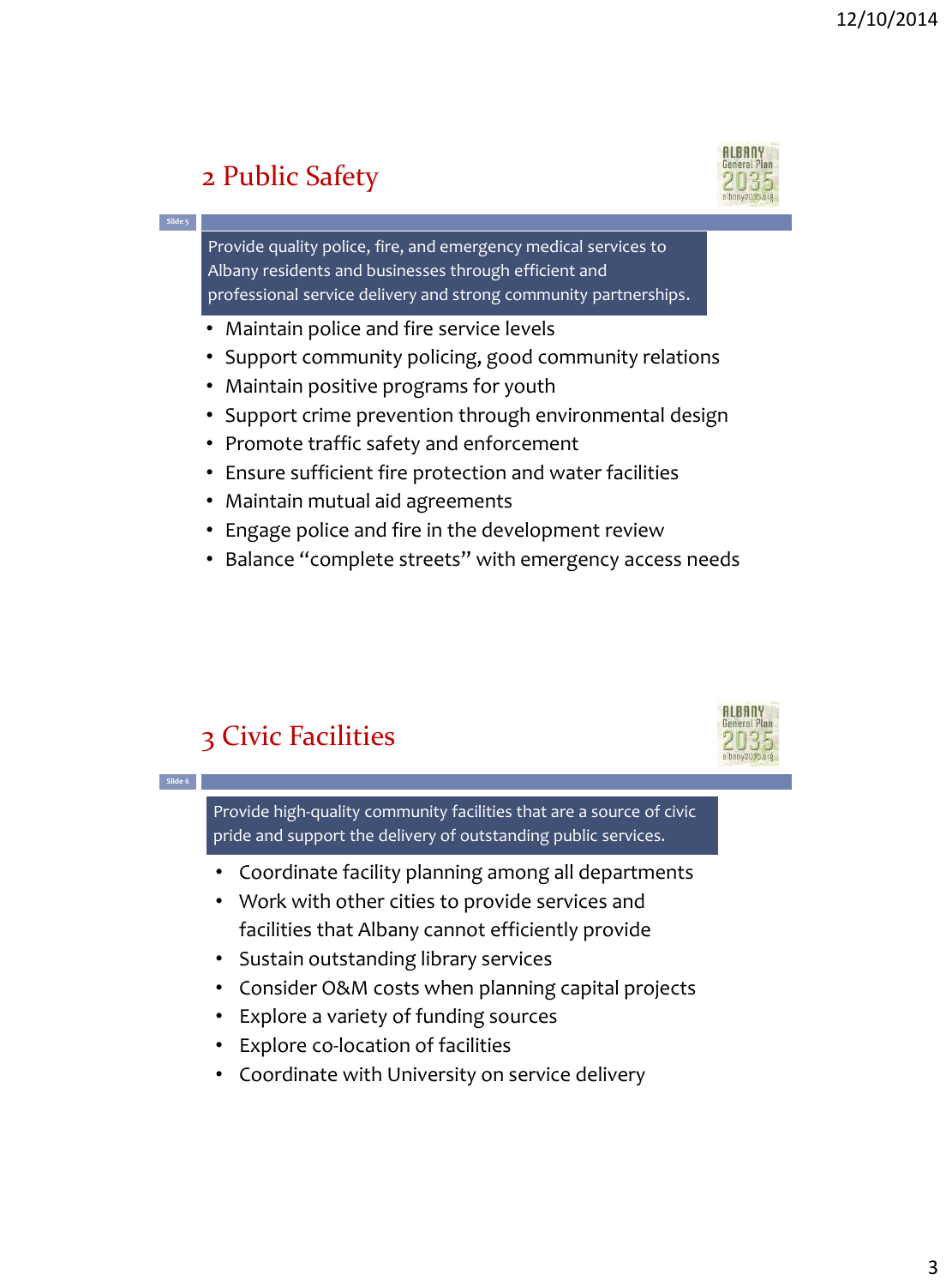## 2 Public Safety

Provide quality police, fire, and emergency medical services to Albany residents and businesses through efficient and professional service delivery and strong community partnerships.

- Maintain police and fire service levels
- Support community policing, good community relations
- Maintain positive programs for youth
- Support crime prevention through environmental design
- Promote traffic safety and enforcement
- Ensure sufficient fire protection and water facilities
- Maintain mutual aid agreements
- Engage police and fire in the development review
- Balance "complete streets" with emergency access needs

## 3 Civic Facilities

Provide high-quality community facilities that are a source of civic pride and support the delivery of outstanding public services.

- Coordinate facility planning among all departments
- Work with other cities to provide services and facilities that Albany cannot efficiently provide
- Sustain outstanding library services
- Consider O&M costs when planning capital projects
- Explore a variety of funding sources
- Explore co-location of facilities
- Coordinate with University on service delivery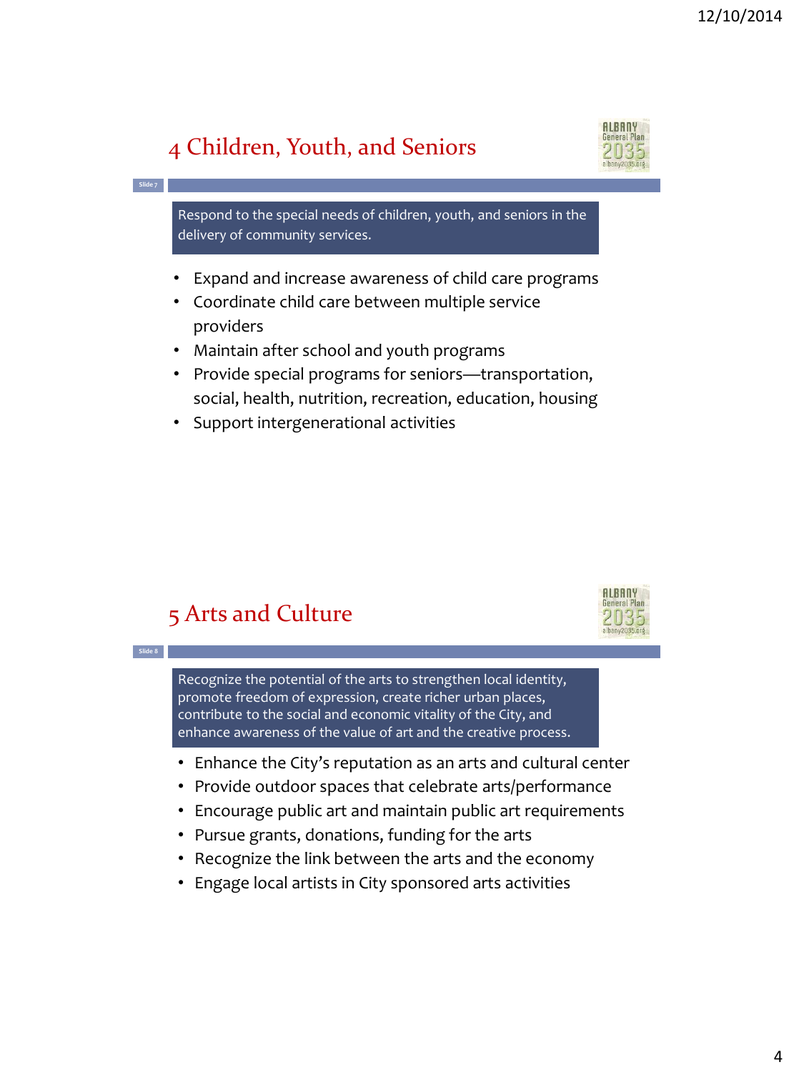# 4 Children, Youth, and Seniors

Respond to the special needs of children, youth, and seniors in the delivery of community services.

- Expand and increase awareness of child care programs
- Coordinate child care between multiple service providers
- Maintain after school and youth programs
- Provide special programs for seniors—transportation, social, health, nutrition, recreation, education, housing
- Support intergenerational activities

# 5 Arts and Culture

Recognize the potential of the arts to strengthen local identity, promote freedom of expression, create richer urban places, contribute to the social and economic vitality of the City, and enhance awareness of the value of art and the creative process.

- Enhance the City's reputation as an arts and cultural center
- Provide outdoor spaces that celebrate arts/performance
- Encourage public art and maintain public art requirements
- Pursue grants, donations, funding for the arts
- Recognize the link between the arts and the economy
- Engage local artists in City sponsored arts activities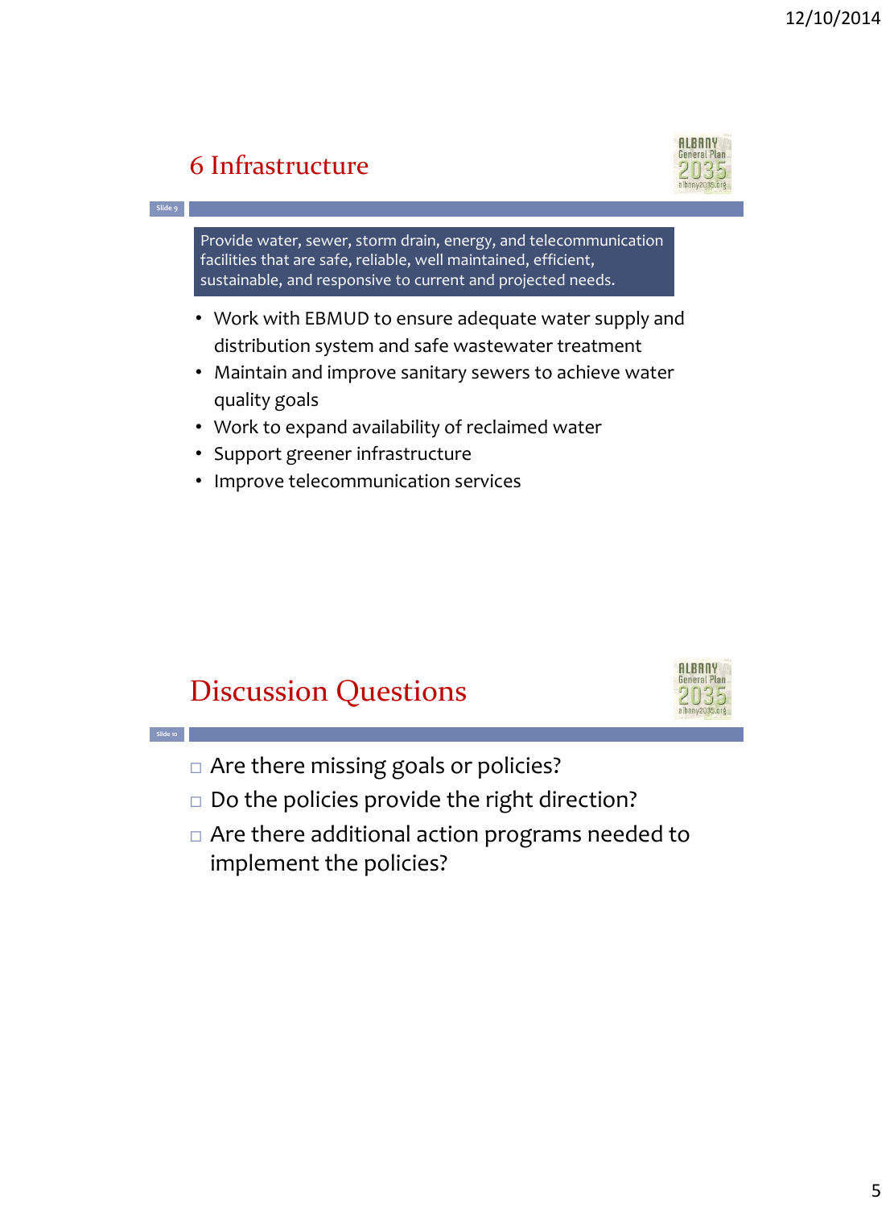## 6 Infrastructure

Provide water, sewer, storm drain, energy, and telecommunication facilities that are safe, reliable, well maintained, efficient, sustainable, and responsive to current and projected needs.

- Work with EBMUD to ensure adequate water supply and distribution system and safe wastewater treatment
- Maintain and improve sanitary sewers to achieve water quality goals
- Work to expand availability of reclaimed water
- Support greener infrastructure
- Improve telecommunication services

## Discussion Questions

- Are there missing goals or policies?
- Do the policies provide the right direction?
- Are there additional action programs needed to implement the policies?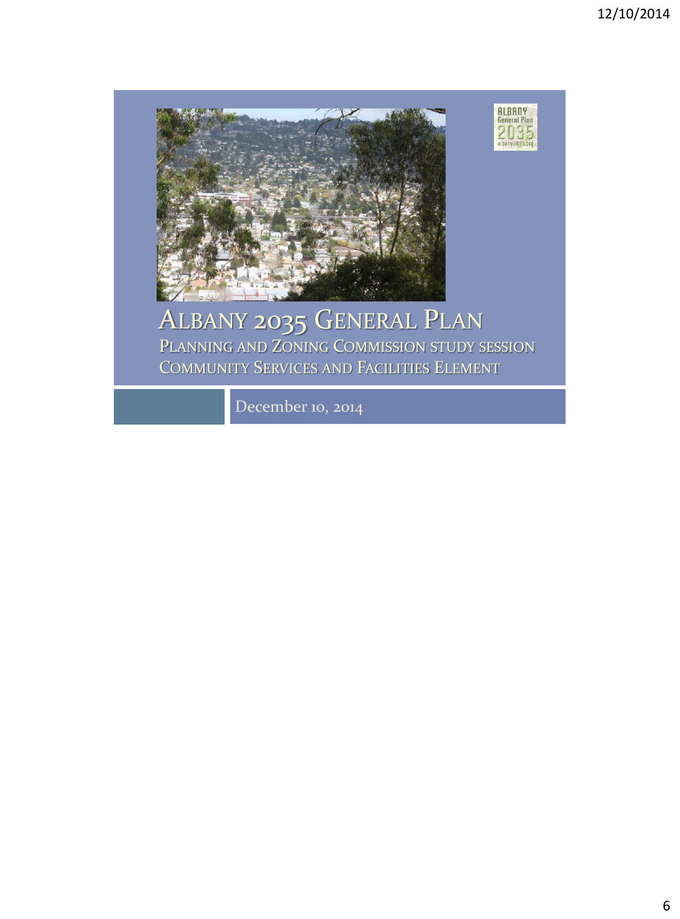# Albany 2035 General Plan

Planning and Zoning Commission study session

Community Services and Facilities Element

December 10, 2014